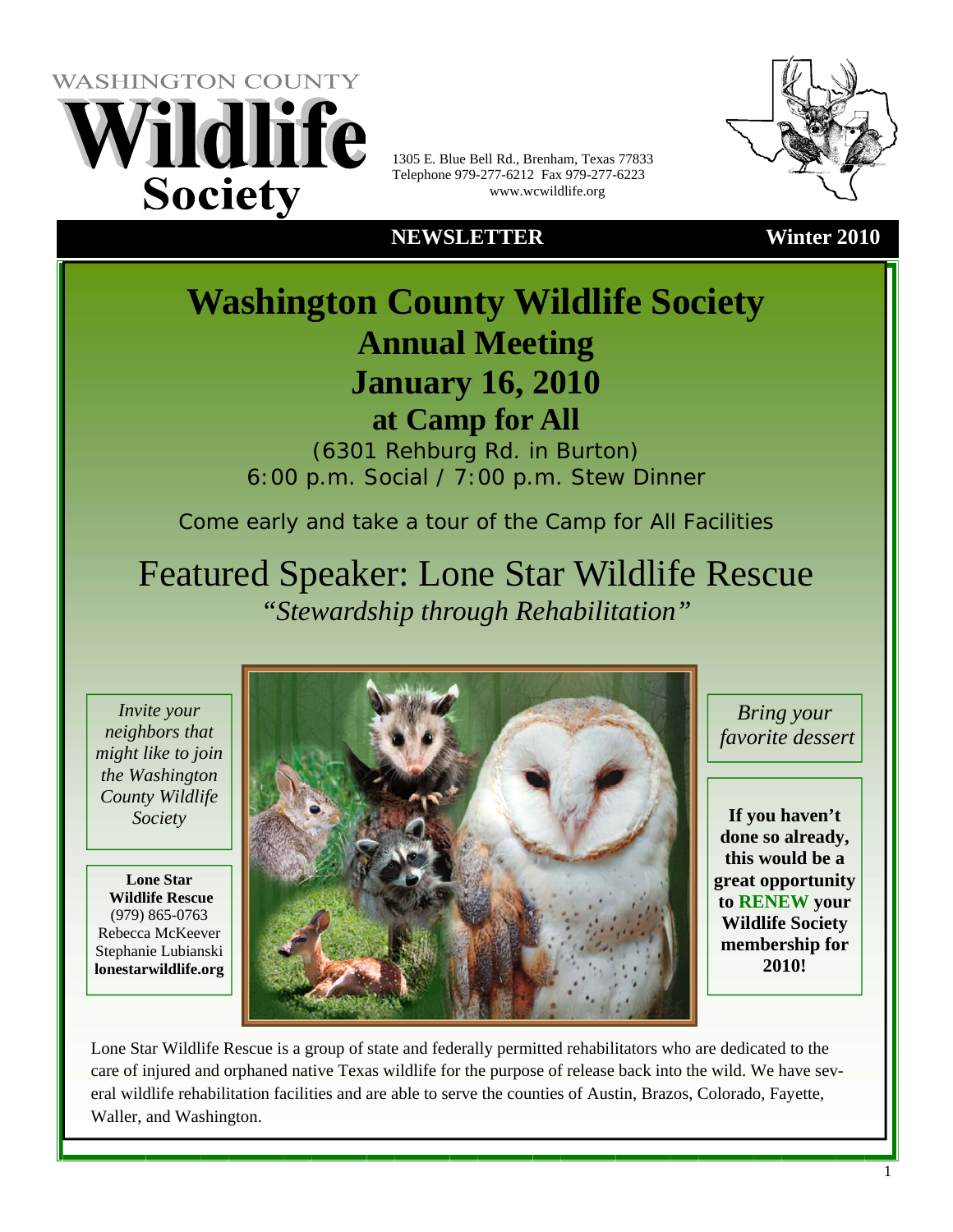WASHINGTON COUNTY

# Wildlife Society

1305 E. Blue Bell Rd., Brenham, Texas 77833
Telephone 979-277-6212 Fax 979-277-6223
www.wcwildlife.org

**NEWSLETTER** **Winter 2010**

# Washington County Wildlife Society

## Annual Meeting

## January 16, 2010

## at Camp for All

(6301 Rehburg Rd. in Burton)
6:00 p.m. Social / 7:00 p.m. Stew Dinner

Come early and take a tour of the Camp for All Facilities

## Featured Speaker: Lone Star Wildlife Rescue

*"Stewardship through Rehabilitation"*

*Invite your neighbors that might like to join the Washington County Wildlife Society*

**Lone Star Wildlife Rescue**
(979) 865-0763
Rebecca McKeever
Stephanie Lubianski
**lonestarwildlife.org**

*Bring your favorite dessert*

**If you haven't done so already, this would be a great opportunity to RENEW your Wildlife Society membership for 2010!**

Lone Star Wildlife Rescue is a group of state and federally permitted rehabilitators who are dedicated to the care of injured and orphaned native Texas wildlife for the purpose of release back into the wild. We have several wildlife rehabilitation facilities and are able to serve the counties of Austin, Brazos, Colorado, Fayette, Waller, and Washington.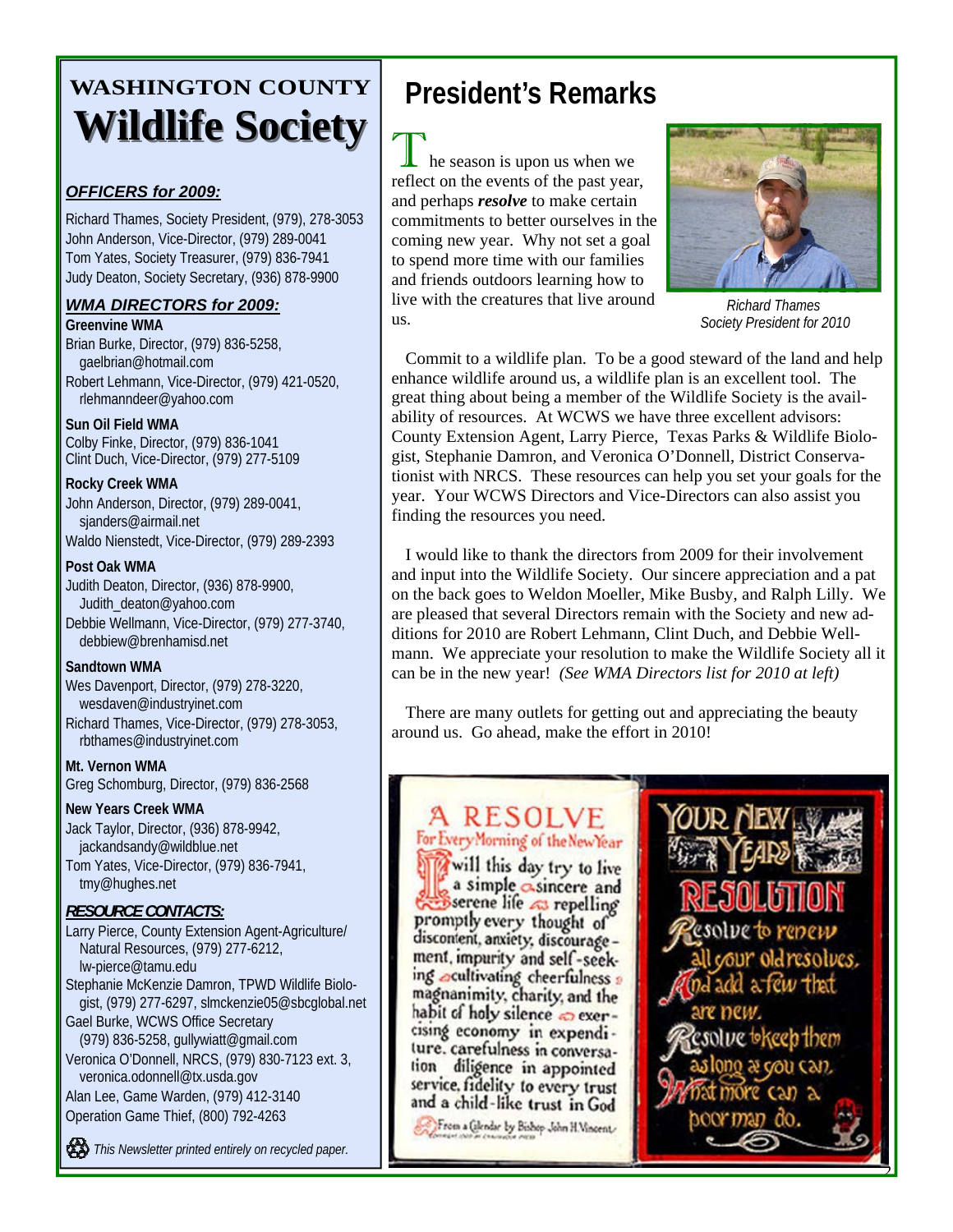# WASHINGTON COUNTY Wildlife Society

***OFFICERS for 2009:***

Richard Thames, Society President, (979), 278-3053
John Anderson, Vice-Director, (979) 289-0041
Tom Yates, Society Treasurer, (979) 836-7941
Judy Deaton, Society Secretary, (936) 878-9900

***WMA DIRECTORS for 2009:***

**Greenvine WMA**
Brian Burke, Director, (979) 836-5258, gaelbrian@hotmail.com
Robert Lehmann, Vice-Director, (979) 421-0520, rlehmanndeer@yahoo.com

**Sun Oil Field WMA**
Colby Finke, Director, (979) 836-1041
Clint Duch, Vice-Director, (979) 277-5109

**Rocky Creek WMA**
John Anderson, Director, (979) 289-0041, sjanders@airmail.net
Waldo Nienstedt, Vice-Director, (979) 289-2393

**Post Oak WMA**
Judith Deaton, Director, (936) 878-9900, Judith_deaton@yahoo.com
Debbie Wellmann, Vice-Director, (979) 277-3740, debbiew@brenhamisd.net

**Sandtown WMA**
Wes Davenport, Director, (979) 278-3220, wesdaven@industryinet.com
Richard Thames, Vice-Director, (979) 278-3053, rbthames@industryinet.com

**Mt. Vernon WMA**
Greg Schomburg, Director, (979) 836-2568

**New Years Creek WMA**
Jack Taylor, Director, (936) 878-9942, jackandsandy@wildblue.net
Tom Yates, Vice-Director, (979) 836-7941, tmy@hughes.net

***RESOURCE CONTACTS:***

Larry Pierce, County Extension Agent-Agriculture/ Natural Resources, (979) 277-6212, lw-pierce@tamu.edu
Stephanie McKenzie Damron, TPWD Wildlife Biologist, (979) 277-6297, slmckenzie05@sbcglobal.net
Gael Burke, WCWS Office Secretary (979) 836-5258, gullywiatt@gmail.com
Veronica O'Donnell, NRCS, (979) 830-7123 ext. 3, veronica.odonnell@tx.usda.gov
Alan Lee, Game Warden, (979) 412-3140
Operation Game Thief, (800) 792-4263

*This Newsletter printed entirely on recycled paper.*

## President's Remarks

The season is upon us when we reflect on the events of the past year, and perhaps ***resolve*** to make certain commitments to better ourselves in the coming new year. Why not set a goal to spend more time with our families and friends outdoors learning how to live with the creatures that live around us.

*Richard Thames*
*Society President for 2010*

Commit to a wildlife plan. To be a good steward of the land and help enhance wildlife around us, a wildlife plan is an excellent tool. The great thing about being a member of the Wildlife Society is the availability of resources. At WCWS we have three excellent advisors: County Extension Agent, Larry Pierce, Texas Parks & Wildlife Biologist, Stephanie Damron, and Veronica O'Donnell, District Conservationist with NRCS. These resources can help you set your goals for the year. Your WCWS Directors and Vice-Directors can also assist you finding the resources you need.

I would like to thank the directors from 2009 for their involvement and input into the Wildlife Society. Our sincere appreciation and a pat on the back goes to Weldon Moeller, Mike Busby, and Ralph Lilly. We are pleased that several Directors remain with the Society and new additions for 2010 are Robert Lehmann, Clint Duch, and Debbie Wellmann. We appreciate your resolution to make the Wildlife Society all it can be in the new year! *(See WMA Directors list for 2010 at left)*

There are many outlets for getting out and appreciating the beauty around us. Go ahead, make the effort in 2010!

**A RESOLVE**
For Every Morning of the New Year

I will this day try to live a simple, sincere and serene life, repelling promptly every thought of discontent, anxiety, discouragement, impurity and self-seeking; cultivating cheerfulness, magnanimity, charity, and the habit of holy silence; exercising economy in expenditure, carefulness in conversation, diligence in appointed service, fidelity to every trust and a child-like trust in God.

From a Calendar by Bishop John H. Vincent

**YOUR NEW YEARS RESOLUTION**

Resolve to renew all your old resolves, And add a few that are new. Resolve to keep them as long as you can. What more can a poor man do.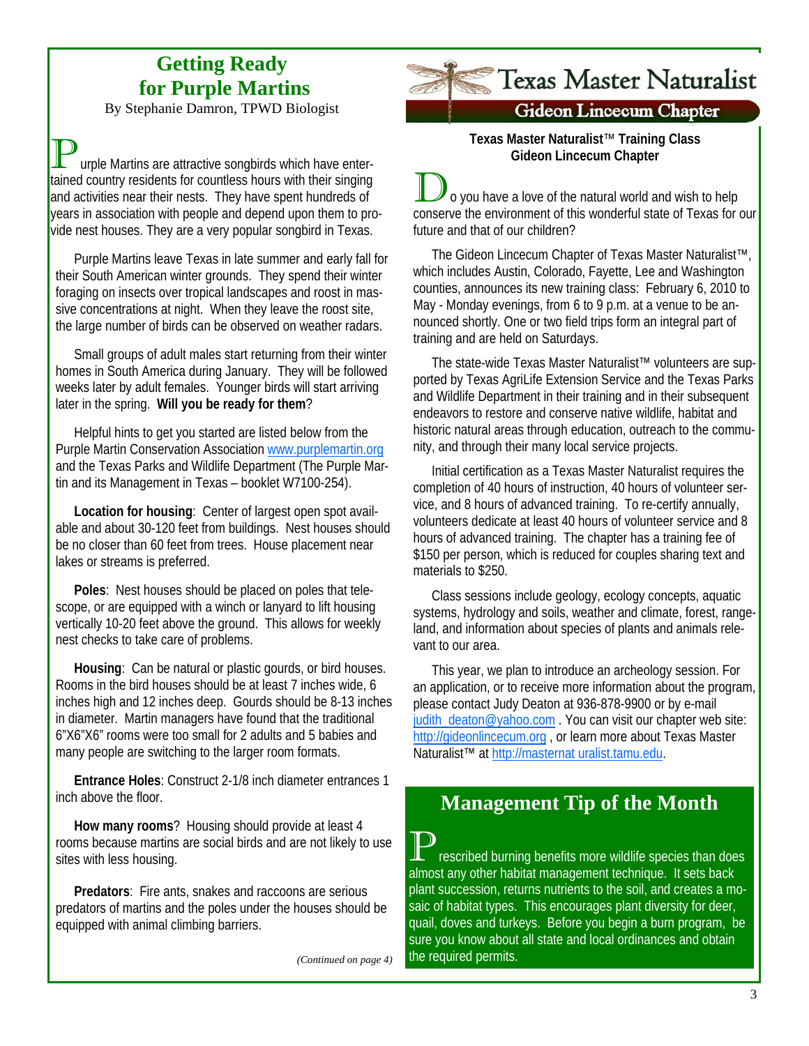## Getting Ready for Purple Martins

By Stephanie Damron, TPWD Biologist

Purple Martins are attractive songbirds which have entertained country residents for countless hours with their singing and activities near their nests. They have spent hundreds of years in association with people and depend upon them to provide nest houses. They are a very popular songbird in Texas.

Purple Martins leave Texas in late summer and early fall for their South American winter grounds. They spend their winter foraging on insects over tropical landscapes and roost in massive concentrations at night. When they leave the roost site, the large number of birds can be observed on weather radars.

Small groups of adult males start returning from their winter homes in South America during January. They will be followed weeks later by adult females. Younger birds will start arriving later in the spring. **Will you be ready for them**?

Helpful hints to get you started are listed below from the Purple Martin Conservation Association www.purplemartin.org and the Texas Parks and Wildlife Department (The Purple Martin and its Management in Texas – booklet W7100-254).

**Location for housing**: Center of largest open spot available and about 30-120 feet from buildings. Nest houses should be no closer than 60 feet from trees. House placement near lakes or streams is preferred.

**Poles**: Nest houses should be placed on poles that telescope, or are equipped with a winch or lanyard to lift housing vertically 10-20 feet above the ground. This allows for weekly nest checks to take care of problems.

**Housing**: Can be natural or plastic gourds, or bird houses. Rooms in the bird houses should be at least 7 inches wide, 6 inches high and 12 inches deep. Gourds should be 8-13 inches in diameter. Martin managers have found that the traditional 6"X6"X6" rooms were too small for 2 adults and 5 babies and many people are switching to the larger room formats.

**Entrance Holes**: Construct 2-1/8 inch diameter entrances 1 inch above the floor.

**How many rooms**? Housing should provide at least 4 rooms because martins are social birds and are not likely to use sites with less housing.

**Predators**: Fire ants, snakes and raccoons are serious predators of martins and the poles under the houses should be equipped with animal climbing barriers.

*(Continued on page 4)*

## Texas Master Naturalist
### Gideon Lincecum Chapter

**Texas Master Naturalist™ Training Class**
**Gideon Lincecum Chapter**

Do you have a love of the natural world and wish to help conserve the environment of this wonderful state of Texas for our future and that of our children?

The Gideon Lincecum Chapter of Texas Master Naturalist™, which includes Austin, Colorado, Fayette, Lee and Washington counties, announces its new training class: February 6, 2010 to May - Monday evenings, from 6 to 9 p.m. at a venue to be announced shortly. One or two field trips form an integral part of training and are held on Saturdays.

The state-wide Texas Master Naturalist™ volunteers are supported by Texas AgriLife Extension Service and the Texas Parks and Wildlife Department in their training and in their subsequent endeavors to restore and conserve native wildlife, habitat and historic natural areas through education, outreach to the community, and through their many local service projects.

Initial certification as a Texas Master Naturalist requires the completion of 40 hours of instruction, 40 hours of volunteer service, and 8 hours of advanced training. To re-certify annually, volunteers dedicate at least 40 hours of volunteer service and 8 hours of advanced training. The chapter has a training fee of $150 per person, which is reduced for couples sharing text and materials to $250.

Class sessions include geology, ecology concepts, aquatic systems, hydrology and soils, weather and climate, forest, rangeland, and information about species of plants and animals relevant to our area.

This year, we plan to introduce an archeology session. For an application, or to receive more information about the program, please contact Judy Deaton at 936-878-9900 or by e-mail judith_deaton@yahoo.com . You can visit our chapter web site: http://gideonlincecum.org , or learn more about Texas Master Naturalist™ at http://masternat uralist.tamu.edu.

## Management Tip of the Month

Prescribed burning benefits more wildlife species than does almost any other habitat management technique. It sets back plant succession, returns nutrients to the soil, and creates a mosaic of habitat types. This encourages plant diversity for deer, quail, doves and turkeys. Before you begin a burn program, be sure you know about all state and local ordinances and obtain the required permits.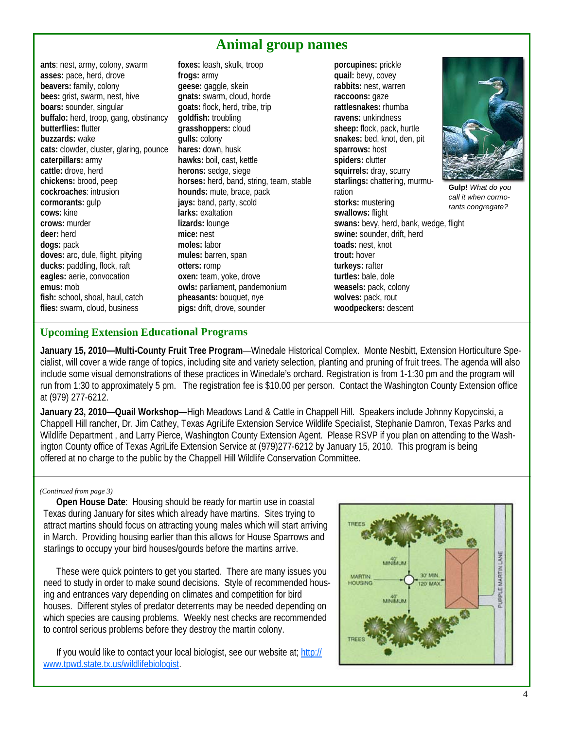# Animal group names

**ants**: nest, army, colony, swarm
**asses:** pace, herd, drove
**beavers:** family, colony
**bees:** grist, swarm, nest, hive
**boars:** sounder, singular
**buffalo:** herd, troop, gang, obstinancy
**butterflies:** flutter
**buzzards:** wake
**cats:** clowder, cluster, glaring, pounce
**caterpillars:** army
**cattle:** drove, herd
**chickens:** brood, peep
**cockroaches**: intrusion
**cormorants:** gulp
**cows:** kine
**crows:** murder
**deer:** herd
**dogs:** pack
**doves:** arc, dule, flight, pitying
**ducks:** paddling, flock, raft
**eagles:** aerie, convocation
**emus:** mob
**fish:** school, shoal, haul, catch
**flies:** swarm, cloud, business
**foxes:** leash, skulk, troop
**frogs:** army
**geese:** gaggle, skein
**gnats:** swarm, cloud, horde
**goats:** flock, herd, tribe, trip
**goldfish:** troubling
**grasshoppers:** cloud
**gulls:** colony
**hares:** down, husk
**hawks:** boil, cast, kettle
**herons:** sedge, siege
**horses:** herd, band, string, team, stable
**hounds:** mute, brace, pack
**jays:** band, party, scold
**larks:** exaltation
**lizards:** lounge
**mice:** nest
**moles:** labor
**mules:** barren, span
**otters:** romp
**oxen:** team, yoke, drove
**owls:** parliament, pandemonium
**pheasants:** bouquet, nye
**pigs:** drift, drove, sounder
**porcupines:** prickle
**quail:** bevy, covey
**rabbits:** nest, warren
**raccoons:** gaze
**rattlesnakes:** rhumba
**ravens:** unkindness
**sheep:** flock, pack, hurtle
**snakes:** bed, knot, den, pit
**sparrows:** host
**spiders:** clutter
**squirrels:** dray, scurry
**starlings:** chattering, murmuration
**storks:** mustering
**swallows:** flight
**swans:** bevy, herd, bank, wedge, flight
**swine:** sounder, drift, herd
**toads:** nest, knot
**trout:** hover
**turkeys:** rafter
**turtles:** bale, dole
**weasels:** pack, colony
**wolves:** pack, rout
**woodpeckers:** descent

**Gulp!** *What do you call it when cormorants congregate?*

## Upcoming Extension Educational Programs

**January 15, 2010—Multi-County Fruit Tree Program**—Winedale Historical Complex. Monte Nesbitt, Extension Horticulture Specialist, will cover a wide range of topics, including site and variety selection, planting and pruning of fruit trees. The agenda will also include some visual demonstrations of these practices in Winedale's orchard. Registration is from 1-1:30 pm and the program will run from 1:30 to approximately 5 pm. The registration fee is $10.00 per person. Contact the Washington County Extension office at (979) 277-6212.

**January 23, 2010—Quail Workshop**—High Meadows Land & Cattle in Chappell Hill. Speakers include Johnny Kopycinski, a Chappell Hill rancher, Dr. Jim Cathey, Texas AgriLife Extension Service Wildlife Specialist, Stephanie Damron, Texas Parks and Wildlife Department , and Larry Pierce, Washington County Extension Agent. Please RSVP if you plan on attending to the Washington County office of Texas AgriLife Extension Service at (979)277-6212 by January 15, 2010. This program is being offered at no charge to the public by the Chappell Hill Wildlife Conservation Committee.

*(Continued from page 3)*

**Open House Date**: Housing should be ready for martin use in coastal Texas during January for sites which already have martins. Sites trying to attract martins should focus on attracting young males which will start arriving in March. Providing housing earlier than this allows for House Sparrows and starlings to occupy your bird houses/gourds before the martins arrive.

These were quick pointers to get you started. There are many issues you need to study in order to make sound decisions. Style of recommended housing and entrances vary depending on climates and competition for bird houses. Different styles of predator deterrents may be needed depending on which species are causing problems. Weekly nest checks are recommended to control serious problems before they destroy the martin colony.

If you would like to contact your local biologist, see our website at; http://www.tpwd.state.tx.us/wildlifebiologist.

TREES — 40' MINIMUM — MARTIN HOUSING — 30' MIN. 120' MAX. — 40' MINIMUM — TREES — PURPLE MARTIN LANE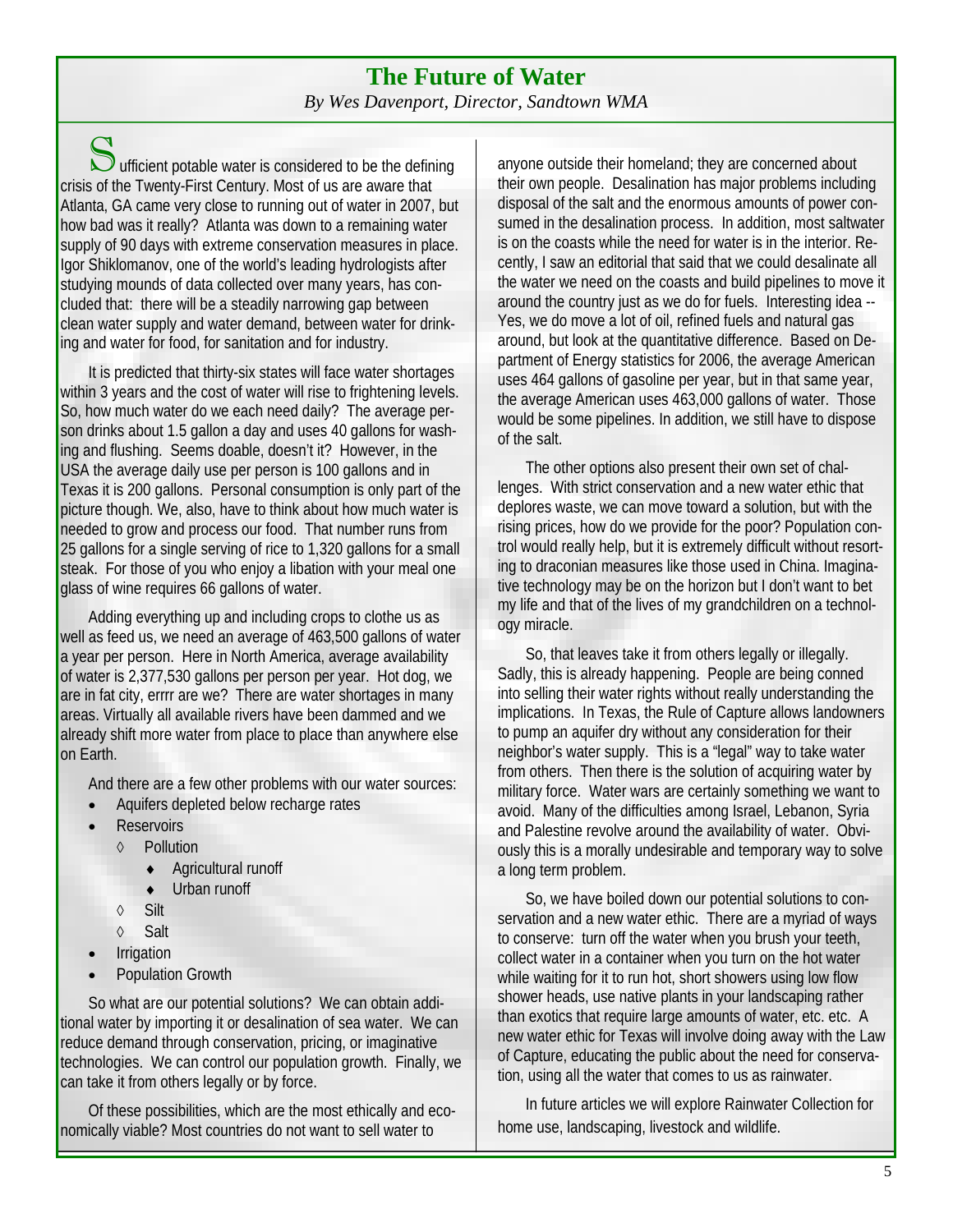# The Future of Water

*By Wes Davenport, Director, Sandtown WMA*

Sufficient potable water is considered to be the defining crisis of the Twenty-First Century. Most of us are aware that Atlanta, GA came very close to running out of water in 2007, but how bad was it really? Atlanta was down to a remaining water supply of 90 days with extreme conservation measures in place. Igor Shiklomanov, one of the world's leading hydrologists after studying mounds of data collected over many years, has concluded that: there will be a steadily narrowing gap between clean water supply and water demand, between water for drinking and water for food, for sanitation and for industry.

It is predicted that thirty-six states will face water shortages within 3 years and the cost of water will rise to frightening levels. So, how much water do we each need daily? The average person drinks about 1.5 gallon a day and uses 40 gallons for washing and flushing. Seems doable, doesn't it? However, in the USA the average daily use per person is 100 gallons and in Texas it is 200 gallons. Personal consumption is only part of the picture though. We, also, have to think about how much water is needed to grow and process our food. That number runs from 25 gallons for a single serving of rice to 1,320 gallons for a small steak. For those of you who enjoy a libation with your meal one glass of wine requires 66 gallons of water.

Adding everything up and including crops to clothe us as well as feed us, we need an average of 463,500 gallons of water a year per person. Here in North America, average availability of water is 2,377,530 gallons per person per year. Hot dog, we are in fat city, errrr are we? There are water shortages in many areas. Virtually all available rivers have been dammed and we already shift more water from place to place than anywhere else on Earth.

And there are a few other problems with our water sources:

- Aquifers depleted below recharge rates
- Reservoirs
  - Pollution
    - Agricultural runoff
    - Urban runoff
  - Silt
  - Salt
- Irrigation
- Population Growth

So what are our potential solutions? We can obtain additional water by importing it or desalination of sea water. We can reduce demand through conservation, pricing, or imaginative technologies. We can control our population growth. Finally, we can take it from others legally or by force.

Of these possibilities, which are the most ethically and economically viable? Most countries do not want to sell water to anyone outside their homeland; they are concerned about their own people. Desalination has major problems including disposal of the salt and the enormous amounts of power consumed in the desalination process. In addition, most saltwater is on the coasts while the need for water is in the interior. Recently, I saw an editorial that said that we could desalinate all the water we need on the coasts and build pipelines to move it around the country just as we do for fuels. Interesting idea -- Yes, we do move a lot of oil, refined fuels and natural gas around, but look at the quantitative difference. Based on Department of Energy statistics for 2006, the average American uses 464 gallons of gasoline per year, but in that same year, the average American uses 463,000 gallons of water. Those would be some pipelines. In addition, we still have to dispose of the salt.

The other options also present their own set of challenges. With strict conservation and a new water ethic that deplores waste, we can move toward a solution, but with the rising prices, how do we provide for the poor? Population control would really help, but it is extremely difficult without resorting to draconian measures like those used in China. Imaginative technology may be on the horizon but I don't want to bet my life and that of the lives of my grandchildren on a technology miracle.

So, that leaves take it from others legally or illegally. Sadly, this is already happening. People are being conned into selling their water rights without really understanding the implications. In Texas, the Rule of Capture allows landowners to pump an aquifer dry without any consideration for their neighbor's water supply. This is a "legal" way to take water from others. Then there is the solution of acquiring water by military force. Water wars are certainly something we want to avoid. Many of the difficulties among Israel, Lebanon, Syria and Palestine revolve around the availability of water. Obviously this is a morally undesirable and temporary way to solve a long term problem.

So, we have boiled down our potential solutions to conservation and a new water ethic. There are a myriad of ways to conserve: turn off the water when you brush your teeth, collect water in a container when you turn on the hot water while waiting for it to run hot, short showers using low flow shower heads, use native plants in your landscaping rather than exotics that require large amounts of water, etc. etc. A new water ethic for Texas will involve doing away with the Law of Capture, educating the public about the need for conservation, using all the water that comes to us as rainwater.

In future articles we will explore Rainwater Collection for home use, landscaping, livestock and wildlife.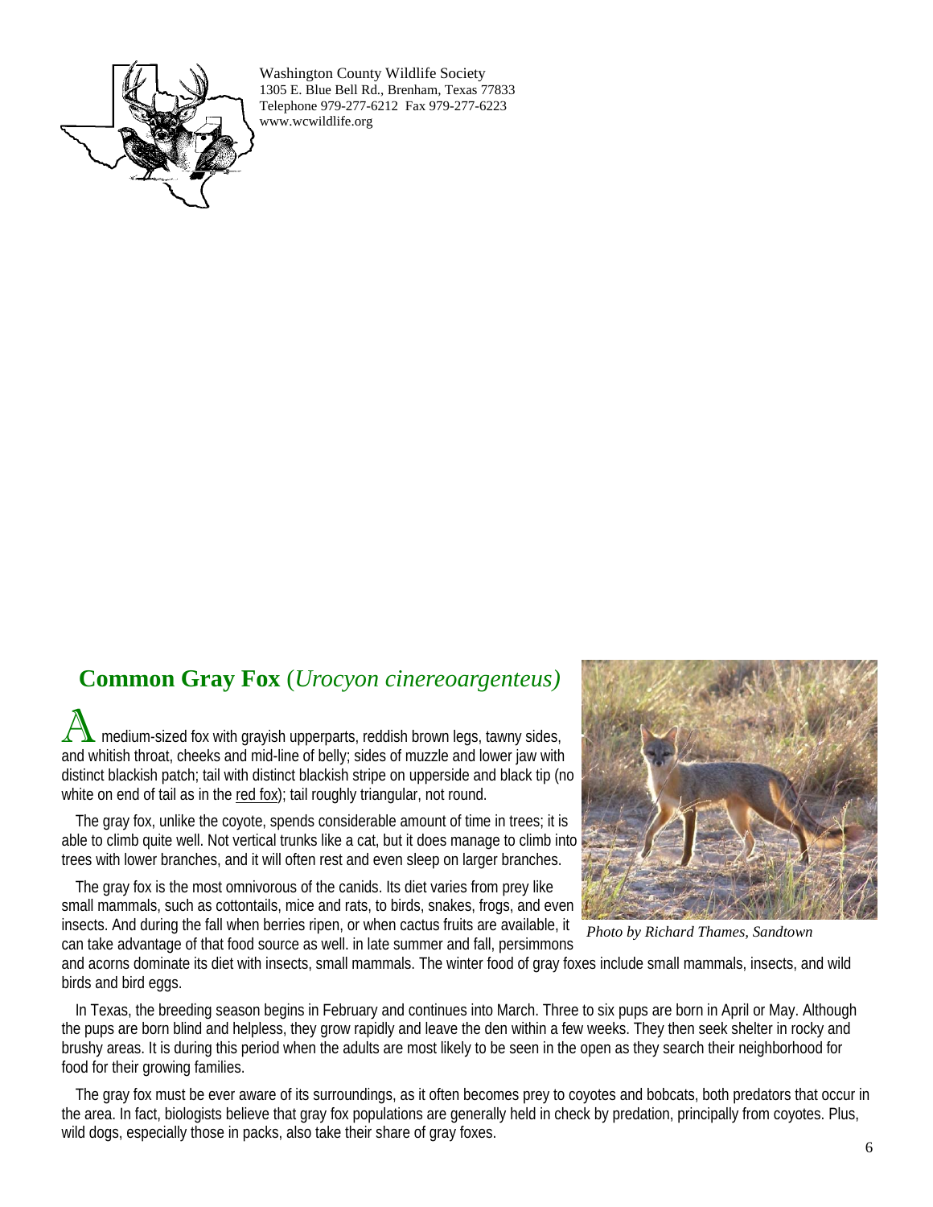Washington County Wildlife Society
1305 E. Blue Bell Rd., Brenham, Texas 77833
Telephone 979-277-6212 Fax 979-277-6223
www.wcwildlife.org

## Common Gray Fox (*Urocyon cinereoargenteus)*

A medium-sized fox with grayish upperparts, reddish brown legs, tawny sides, and whitish throat, cheeks and mid-line of belly; sides of muzzle and lower jaw with distinct blackish patch; tail with distinct blackish stripe on upperside and black tip (no white on end of tail as in the red fox); tail roughly triangular, not round.

The gray fox, unlike the coyote, spends considerable amount of time in trees; it is able to climb quite well. Not vertical trunks like a cat, but it does manage to climb into trees with lower branches, and it will often rest and even sleep on larger branches.

*Photo by Richard Thames, Sandtown*

The gray fox is the most omnivorous of the canids. Its diet varies from prey like small mammals, such as cottontails, mice and rats, to birds, snakes, frogs, and even insects. And during the fall when berries ripen, or when cactus fruits are available, it can take advantage of that food source as well. in late summer and fall, persimmons and acorns dominate its diet with insects, small mammals. The winter food of gray foxes include small mammals, insects, and wild birds and bird eggs.

In Texas, the breeding season begins in February and continues into March. Three to six pups are born in April or May. Although the pups are born blind and helpless, they grow rapidly and leave the den within a few weeks. They then seek shelter in rocky and brushy areas. It is during this period when the adults are most likely to be seen in the open as they search their neighborhood for food for their growing families.

The gray fox must be ever aware of its surroundings, as it often becomes prey to coyotes and bobcats, both predators that occur in the area. In fact, biologists believe that gray fox populations are generally held in check by predation, principally from coyotes. Plus, wild dogs, especially those in packs, also take their share of gray foxes.